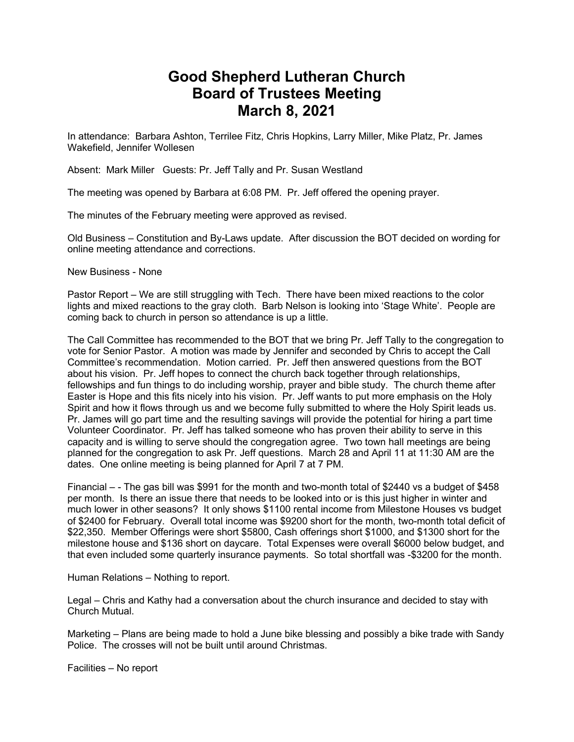# Good Shepherd Lutheran Church
# Board of Trustees Meeting
# March 8, 2021

In attendance: Barbara Ashton, Terrilee Fitz, Chris Hopkins, Larry Miller, Mike Platz, Pr. James Wakefield, Jennifer Wollesen

Absent: Mark Miller Guests: Pr. Jeff Tally and Pr. Susan Westland

The meeting was opened by Barbara at 6:08 PM. Pr. Jeff offered the opening prayer.

The minutes of the February meeting were approved as revised.

Old Business – Constitution and By-Laws update. After discussion the BOT decided on wording for online meeting attendance and corrections.

New Business - None

Pastor Report – We are still struggling with Tech. There have been mixed reactions to the color lights and mixed reactions to the gray cloth. Barb Nelson is looking into 'Stage White'. People are coming back to church in person so attendance is up a little.

The Call Committee has recommended to the BOT that we bring Pr. Jeff Tally to the congregation to vote for Senior Pastor. A motion was made by Jennifer and seconded by Chris to accept the Call Committee's recommendation. Motion carried. Pr. Jeff then answered questions from the BOT about his vision. Pr. Jeff hopes to connect the church back together through relationships, fellowships and fun things to do including worship, prayer and bible study. The church theme after Easter is Hope and this fits nicely into his vision. Pr. Jeff wants to put more emphasis on the Holy Spirit and how it flows through us and we become fully submitted to where the Holy Spirit leads us. Pr. James will go part time and the resulting savings will provide the potential for hiring a part time Volunteer Coordinator. Pr. Jeff has talked someone who has proven their ability to serve in this capacity and is willing to serve should the congregation agree. Two town hall meetings are being planned for the congregation to ask Pr. Jeff questions. March 28 and April 11 at 11:30 AM are the dates. One online meeting is being planned for April 7 at 7 PM.

Financial – - The gas bill was $991 for the month and two-month total of $2440 vs a budget of $458 per month. Is there an issue there that needs to be looked into or is this just higher in winter and much lower in other seasons? It only shows $1100 rental income from Milestone Houses vs budget of $2400 for February. Overall total income was $9200 short for the month, two-month total deficit of $22,350. Member Offerings were short $5800, Cash offerings short $1000, and $1300 short for the milestone house and $136 short on daycare. Total Expenses were overall $6000 below budget, and that even included some quarterly insurance payments. So total shortfall was -$3200 for the month.

Human Relations – Nothing to report.

Legal – Chris and Kathy had a conversation about the church insurance and decided to stay with Church Mutual.

Marketing – Plans are being made to hold a June bike blessing and possibly a bike trade with Sandy Police. The crosses will not be built until around Christmas.

Facilities – No report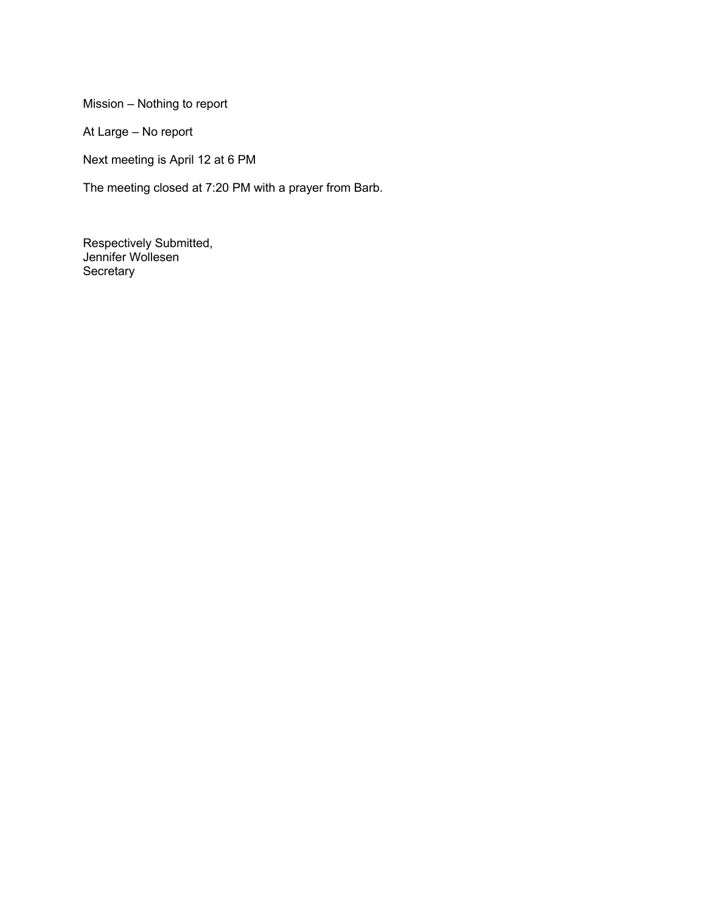Mission – Nothing to report

At Large – No report

Next meeting is April 12 at 6 PM

The meeting closed at 7:20 PM with a prayer from Barb.

Respectively Submitted,
Jennifer Wollesen
Secretary